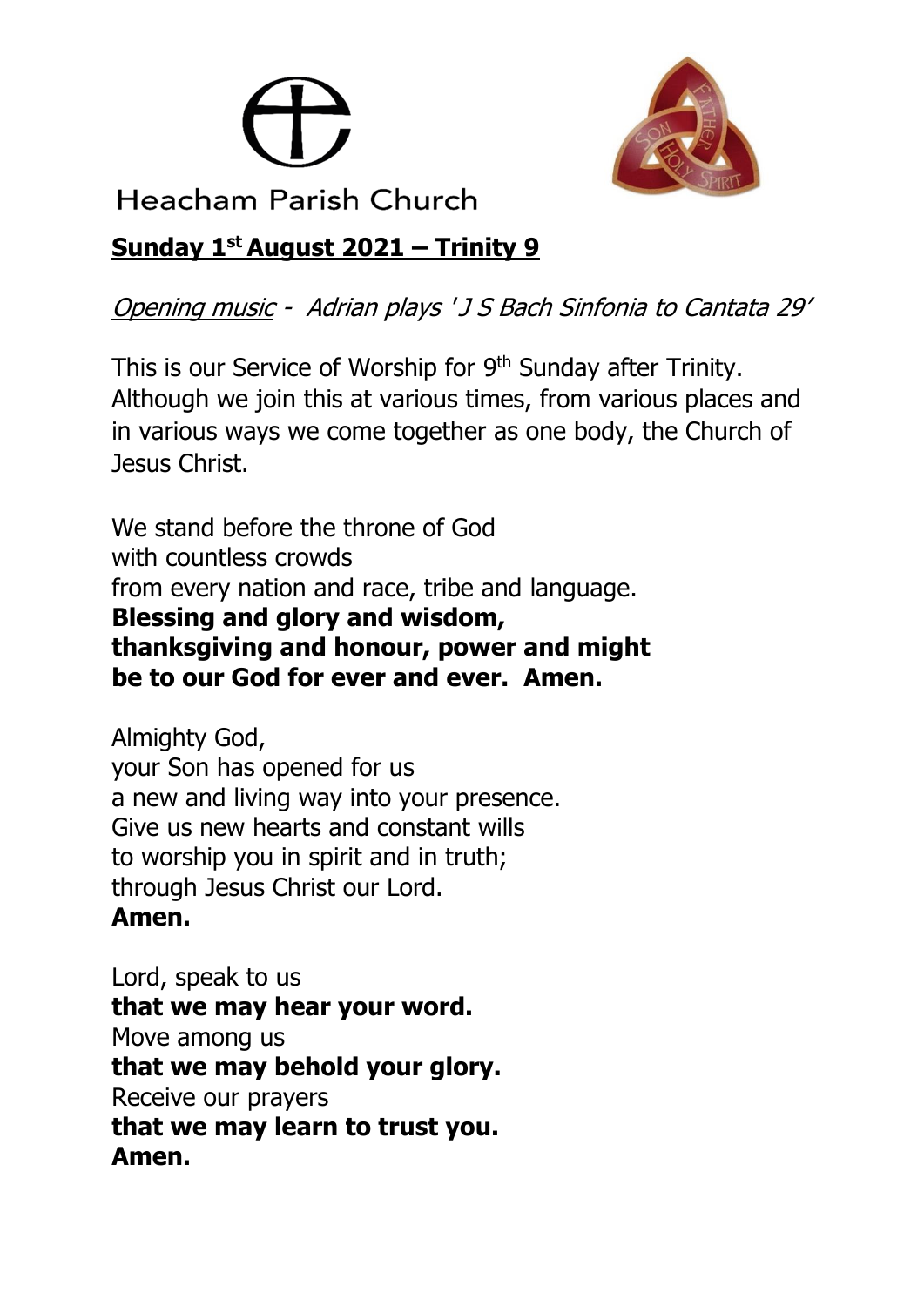Heacham Parish Church

## **Sunday 1st August 2021 – Trinity 9**

*Opening music* - *Adrian plays ' J S Bach Sinfonia to Cantata 29'*

This is our Service of Worship for 9th Sunday after Trinity. Although we join this at various times, from various places and in various ways we come together as one body, the Church of Jesus Christ.

We stand before the throne of God  
with countless crowds  
from every nation and race, tribe and language.  
**Blessing and glory and wisdom,**  
**thanksgiving and honour, power and might**  
**be to our God for ever and ever. Amen.**

Almighty God,  
your Son has opened for us  
a new and living way into your presence.  
Give us new hearts and constant wills  
to worship you in spirit and in truth;  
through Jesus Christ our Lord.  
**Amen.**

Lord, speak to us  
**that we may hear your word.**  
Move among us  
**that we may behold your glory.**  
Receive our prayers  
**that we may learn to trust you.**  
**Amen.**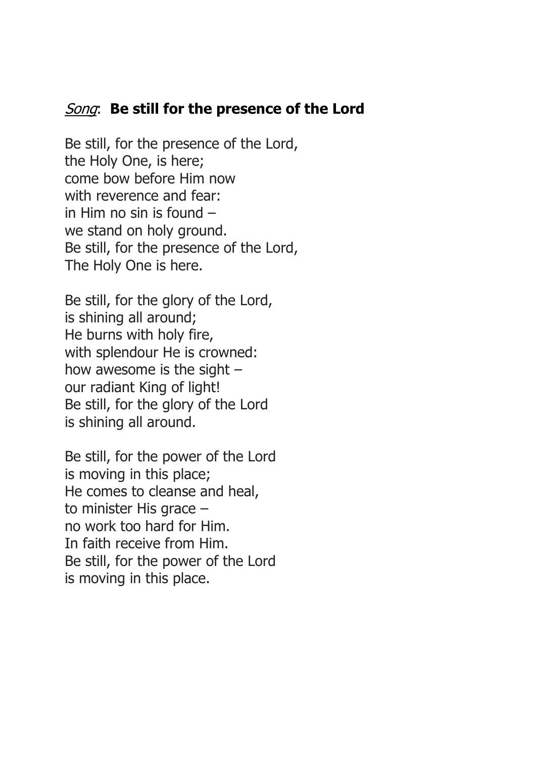## *Song*: **Be still for the presence of the Lord**

Be still, for the presence of the Lord,  
the Holy One, is here;  
come bow before Him now  
with reverence and fear:  
in Him no sin is found –  
we stand on holy ground.  
Be still, for the presence of the Lord,  
The Holy One is here.

Be still, for the glory of the Lord,  
is shining all around;  
He burns with holy fire,  
with splendour He is crowned:  
how awesome is the sight –  
our radiant King of light!  
Be still, for the glory of the Lord  
is shining all around.

Be still, for the power of the Lord  
is moving in this place;  
He comes to cleanse and heal,  
to minister His grace –  
no work too hard for Him.  
In faith receive from Him.  
Be still, for the power of the Lord  
is moving in this place.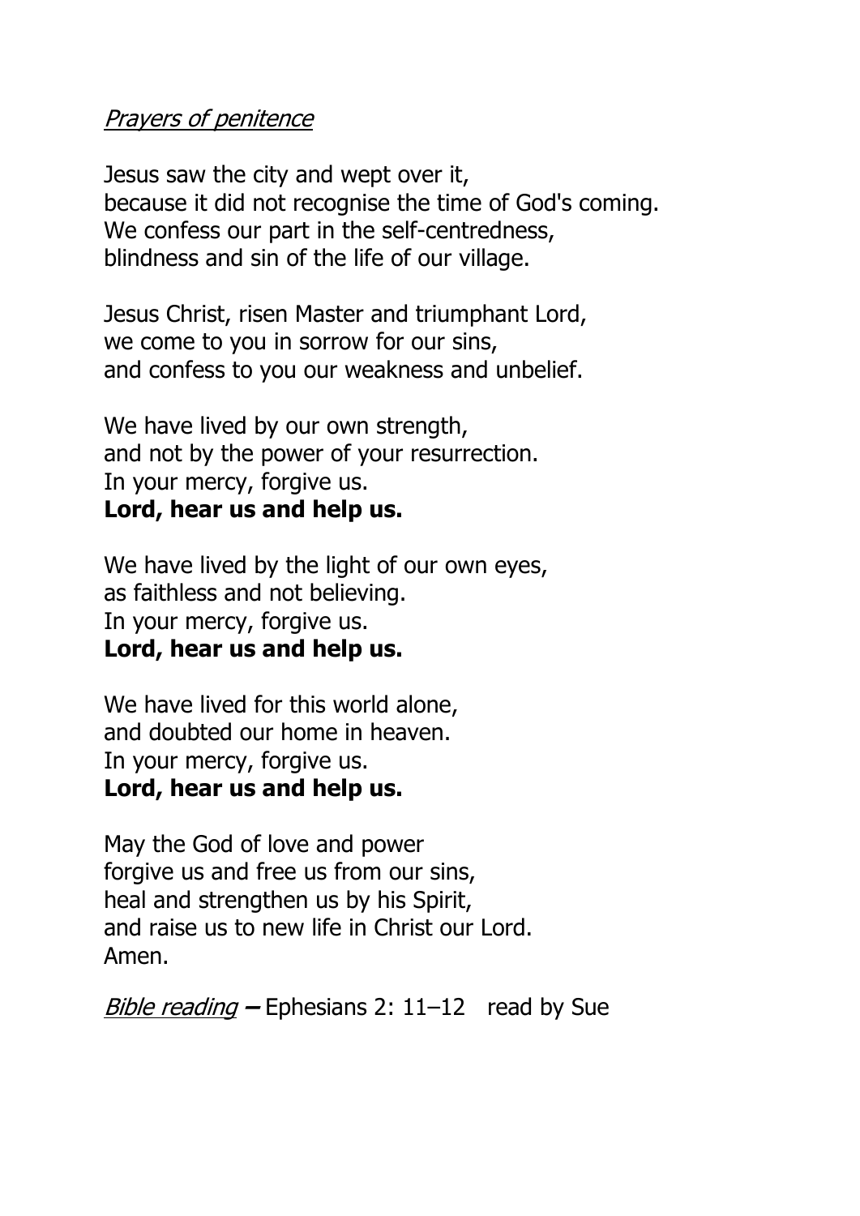*Prayers of penitence*

Jesus saw the city and wept over it,
because it did not recognise the time of God's coming.
We confess our part in the self-centredness,
blindness and sin of the life of our village.

Jesus Christ, risen Master and triumphant Lord,
we come to you in sorrow for our sins,
and confess to you our weakness and unbelief.

We have lived by our own strength,
and not by the power of your resurrection.
In your mercy, forgive us.
**Lord, hear us and help us.**

We have lived by the light of our own eyes,
as faithless and not believing.
In your mercy, forgive us.
**Lord, hear us and help us.**

We have lived for this world alone,
and doubted our home in heaven.
In your mercy, forgive us.
**Lord, hear us and help us.**

May the God of love and power
forgive us and free us from our sins,
heal and strengthen us by his Spirit,
and raise us to new life in Christ our Lord.
Amen.

*Bible reading* **–** Ephesians 2: 11–12 read by Sue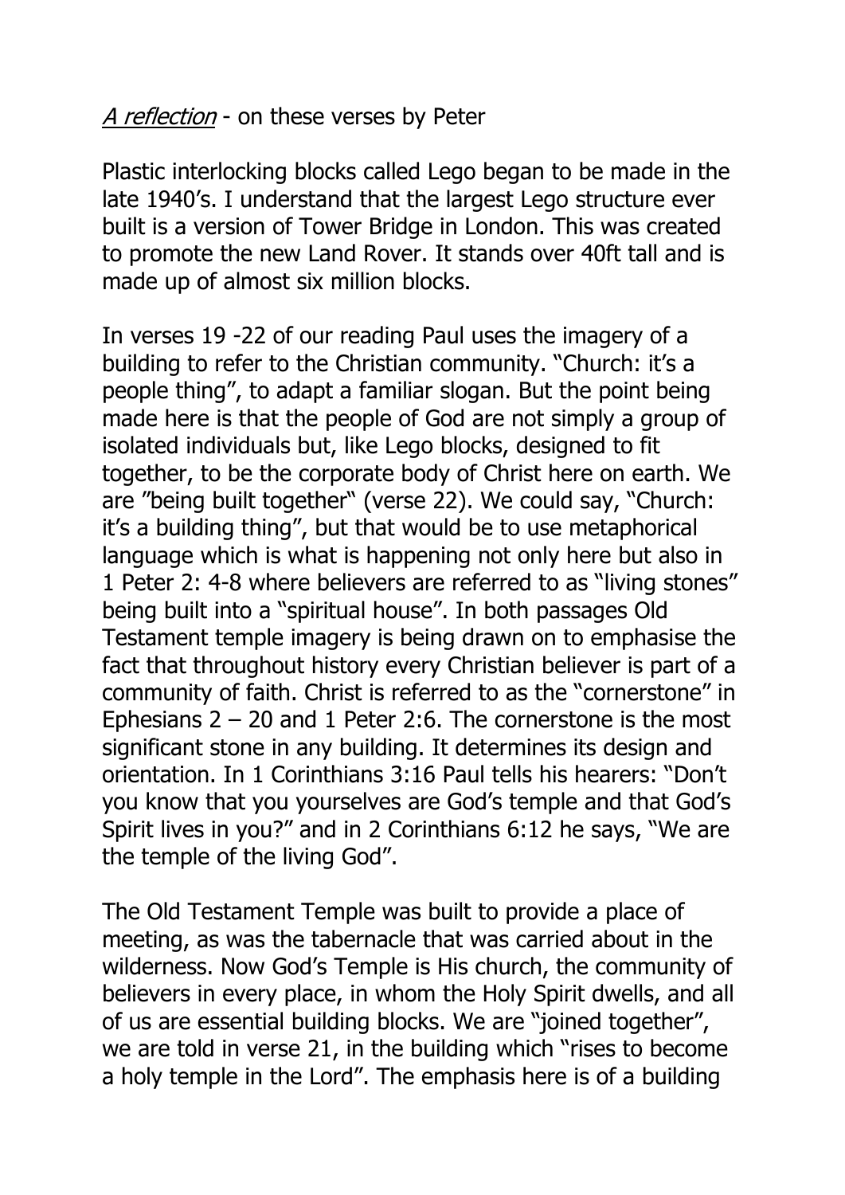*A reflection* - on these verses by Peter

Plastic interlocking blocks called Lego began to be made in the late 1940's. I understand that the largest Lego structure ever built is a version of Tower Bridge in London. This was created to promote the new Land Rover. It stands over 40ft tall and is made up of almost six million blocks.

In verses 19 -22 of our reading Paul uses the imagery of a building to refer to the Christian community. "Church: it's a people thing", to adapt a familiar slogan. But the point being made here is that the people of God are not simply a group of isolated individuals but, like Lego blocks, designed to fit together, to be the corporate body of Christ here on earth. We are "being built together" (verse 22). We could say, "Church: it's a building thing", but that would be to use metaphorical language which is what is happening not only here but also in 1 Peter 2: 4-8 where believers are referred to as "living stones" being built into a "spiritual house". In both passages Old Testament temple imagery is being drawn on to emphasise the fact that throughout history every Christian believer is part of a community of faith. Christ is referred to as the "cornerstone" in Ephesians 2 – 20 and 1 Peter 2:6. The cornerstone is the most significant stone in any building. It determines its design and orientation. In 1 Corinthians 3:16 Paul tells his hearers: "Don't you know that you yourselves are God's temple and that God's Spirit lives in you?" and in 2 Corinthians 6:12 he says, "We are the temple of the living God".

The Old Testament Temple was built to provide a place of meeting, as was the tabernacle that was carried about in the wilderness. Now God's Temple is His church, the community of believers in every place, in whom the Holy Spirit dwells, and all of us are essential building blocks. We are "joined together", we are told in verse 21, in the building which "rises to become a holy temple in the Lord". The emphasis here is of a building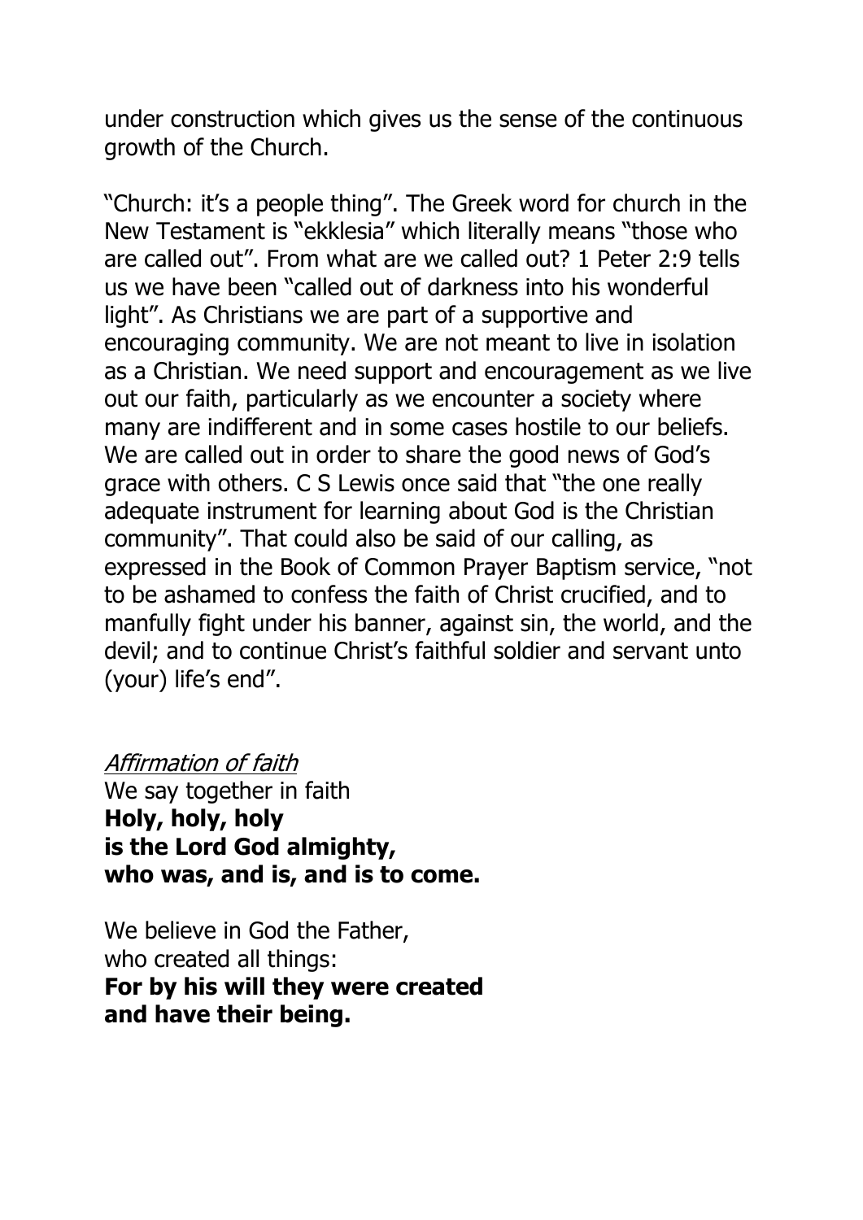under construction which gives us the sense of the continuous growth of the Church.

"Church: it's a people thing". The Greek word for church in the New Testament is "ekklesia" which literally means "those who are called out". From what are we called out? 1 Peter 2:9 tells us we have been "called out of darkness into his wonderful light". As Christians we are part of a supportive and encouraging community. We are not meant to live in isolation as a Christian. We need support and encouragement as we live out our faith, particularly as we encounter a society where many are indifferent and in some cases hostile to our beliefs. We are called out in order to share the good news of God's grace with others. C S Lewis once said that "the one really adequate instrument for learning about God is the Christian community". That could also be said of our calling, as expressed in the Book of Common Prayer Baptism service, "not to be ashamed to confess the faith of Christ crucified, and to manfully fight under his banner, against sin, the world, and the devil; and to continue Christ's faithful soldier and servant unto (your) life's end".

*Affirmation of faith*

We say together in faith
**Holy, holy, holy**
**is the Lord God almighty,**
**who was, and is, and is to come.**

We believe in God the Father,
who created all things:
**For by his will they were created**
**and have their being.**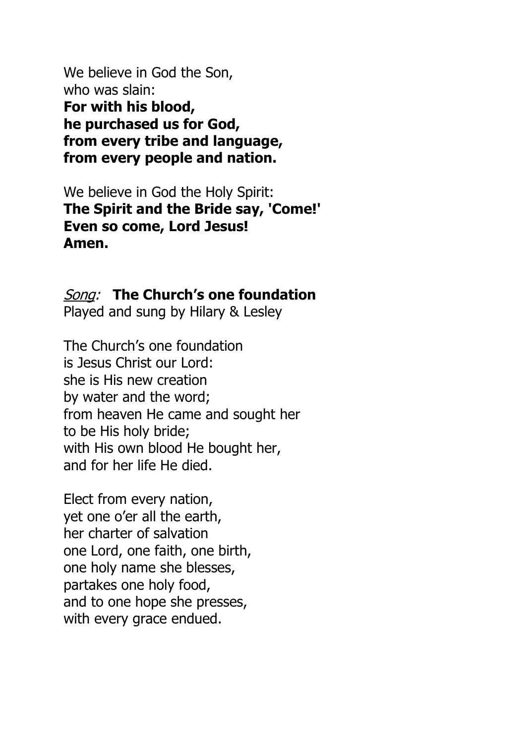We believe in God the Son,  
who was slain:  
**For with his blood,**  
**he purchased us for God,**  
**from every tribe and language,**  
**from every people and nation.**

We believe in God the Holy Spirit:  
**The Spirit and the Bride say, 'Come!'**  
**Even so come, Lord Jesus!**  
**Amen.**

*Song:* **The Church's one foundation**  
Played and sung by Hilary & Lesley

The Church's one foundation  
is Jesus Christ our Lord:  
she is His new creation  
by water and the word;  
from heaven He came and sought her  
to be His holy bride;  
with His own blood He bought her,  
and for her life He died.

Elect from every nation,  
yet one o'er all the earth,  
her charter of salvation  
one Lord, one faith, one birth,  
one holy name she blesses,  
partakes one holy food,  
and to one hope she presses,  
with every grace endued.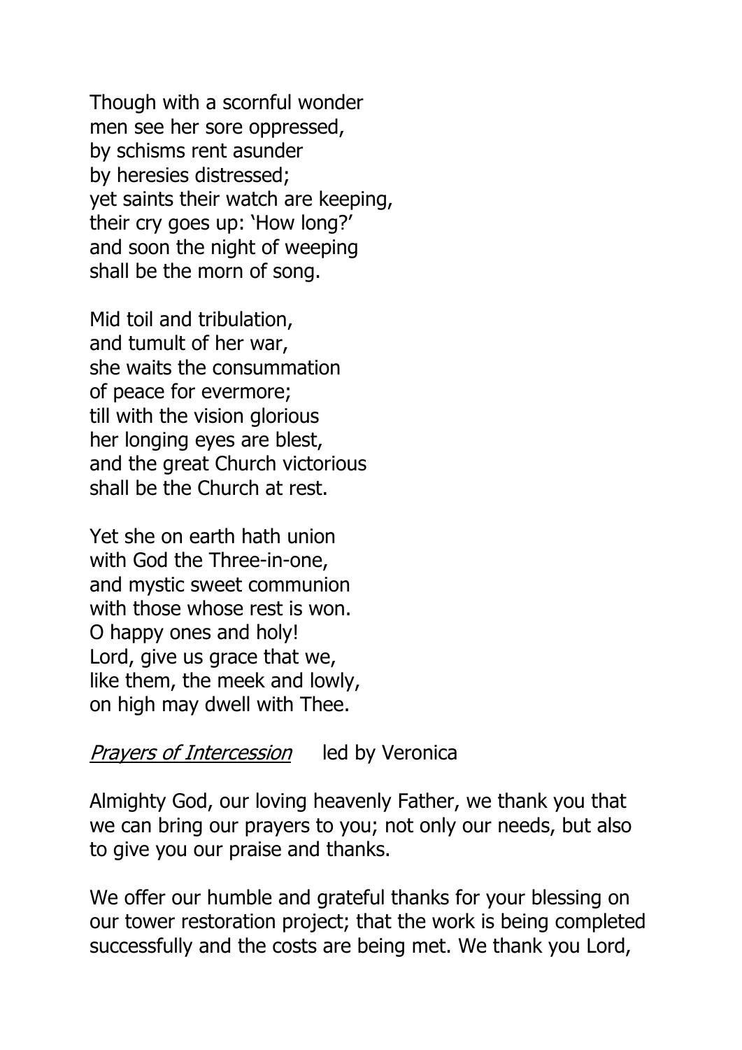Though with a scornful wonder
men see her sore oppressed,
by schisms rent asunder
by heresies distressed;
yet saints their watch are keeping,
their cry goes up: 'How long?'
and soon the night of weeping
shall be the morn of song.

Mid toil and tribulation,
and tumult of her war,
she waits the consummation
of peace for evermore;
till with the vision glorious
her longing eyes are blest,
and the great Church victorious
shall be the Church at rest.

Yet she on earth hath union
with God the Three-in-one,
and mystic sweet communion
with those whose rest is won.
O happy ones and holy!
Lord, give us grace that we,
like them, the meek and lowly,
on high may dwell with Thee.

*Prayers of Intercession* led by Veronica

Almighty God, our loving heavenly Father, we thank you that we can bring our prayers to you; not only our needs, but also to give you our praise and thanks.

We offer our humble and grateful thanks for your blessing on our tower restoration project; that the work is being completed successfully and the costs are being met. We thank you Lord,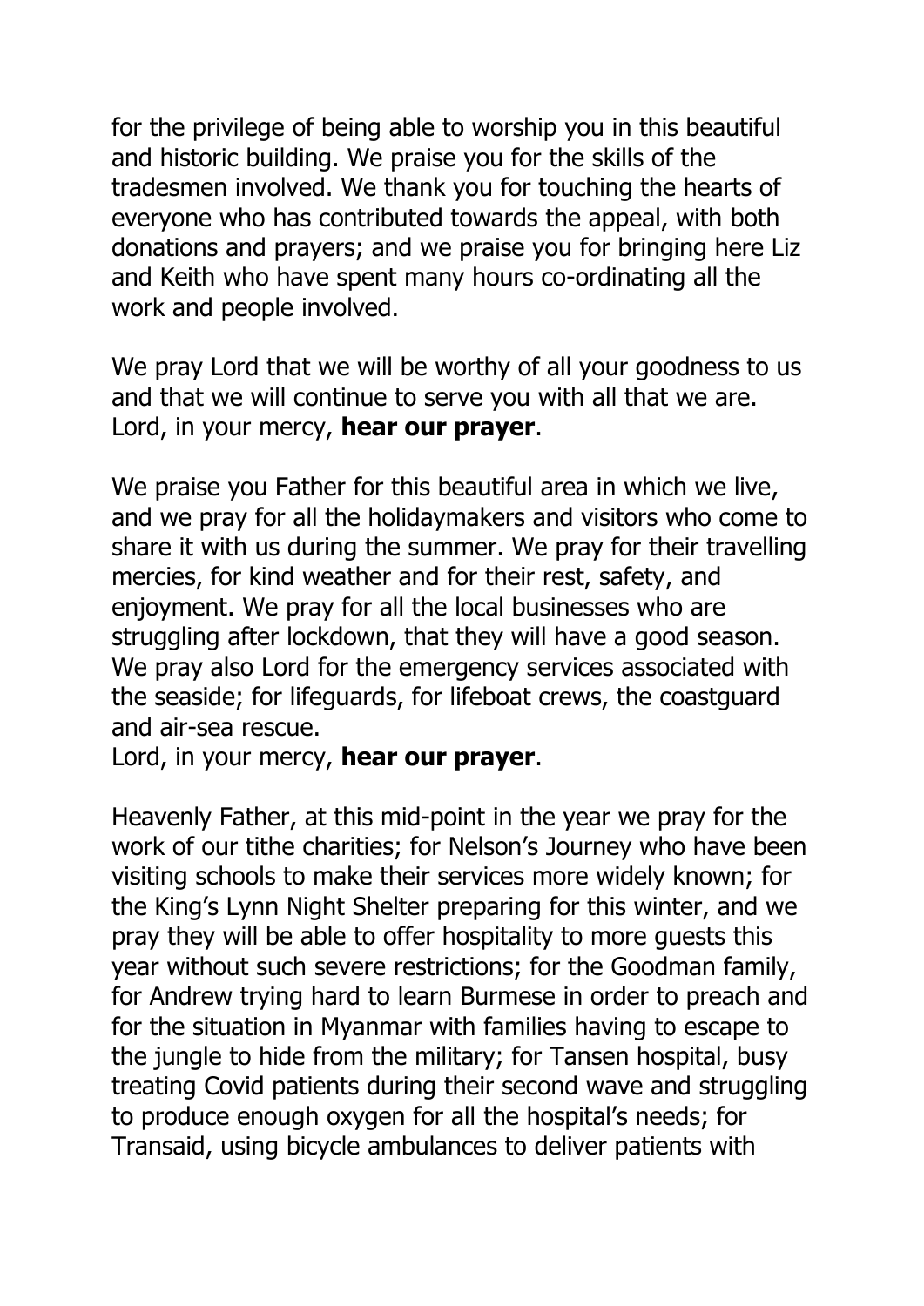for the privilege of being able to worship you in this beautiful and historic building. We praise you for the skills of the tradesmen involved. We thank you for touching the hearts of everyone who has contributed towards the appeal, with both donations and prayers; and we praise you for bringing here Liz and Keith who have spent many hours co-ordinating all the work and people involved.

We pray Lord that we will be worthy of all your goodness to us and that we will continue to serve you with all that we are. Lord, in your mercy, **hear our prayer**.

We praise you Father for this beautiful area in which we live, and we pray for all the holidaymakers and visitors who come to share it with us during the summer. We pray for their travelling mercies, for kind weather and for their rest, safety, and enjoyment. We pray for all the local businesses who are struggling after lockdown, that they will have a good season. We pray also Lord for the emergency services associated with the seaside; for lifeguards, for lifeboat crews, the coastguard and air-sea rescue.
Lord, in your mercy, **hear our prayer**.

Heavenly Father, at this mid-point in the year we pray for the work of our tithe charities; for Nelson's Journey who have been visiting schools to make their services more widely known; for the King's Lynn Night Shelter preparing for this winter, and we pray they will be able to offer hospitality to more guests this year without such severe restrictions; for the Goodman family, for Andrew trying hard to learn Burmese in order to preach and for the situation in Myanmar with families having to escape to the jungle to hide from the military; for Tansen hospital, busy treating Covid patients during their second wave and struggling to produce enough oxygen for all the hospital's needs; for Transaid, using bicycle ambulances to deliver patients with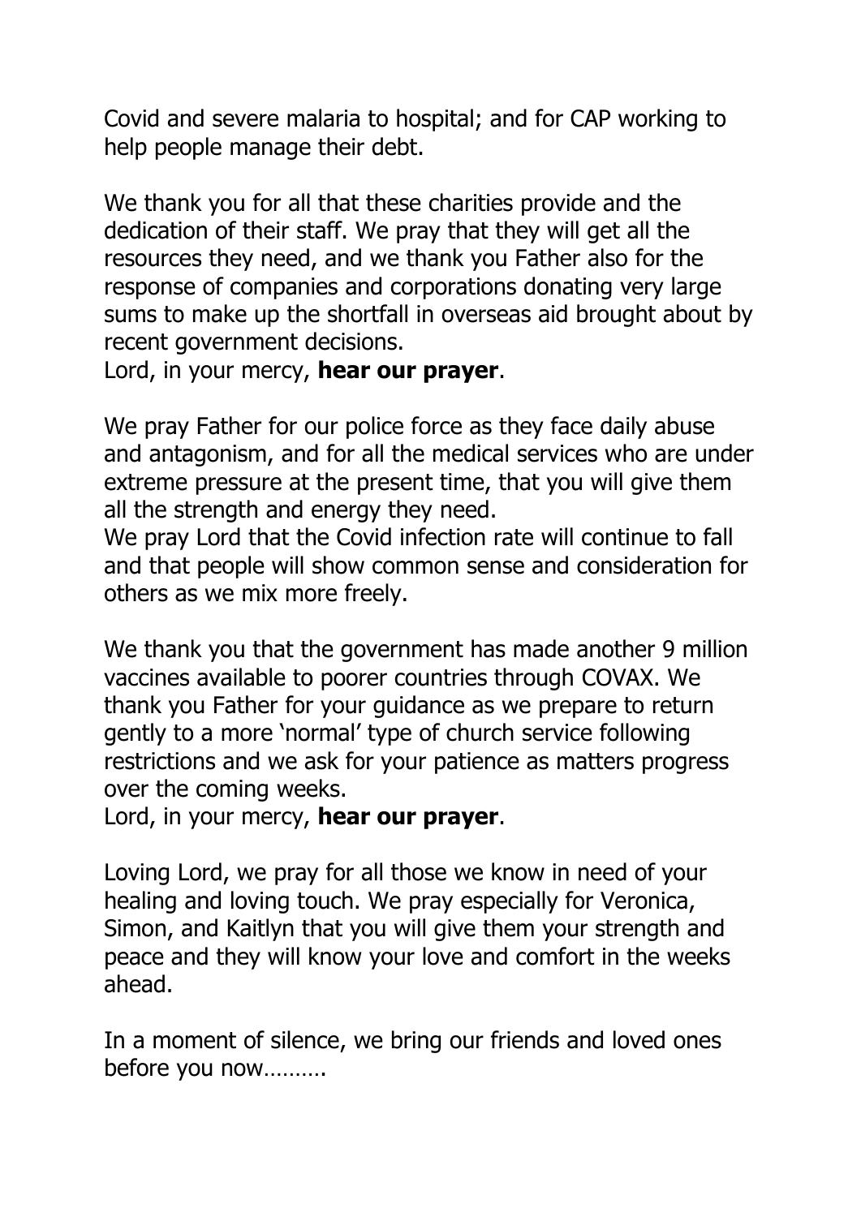Covid and severe malaria to hospital; and for CAP working to help people manage their debt.

We thank you for all that these charities provide and the dedication of their staff. We pray that they will get all the resources they need, and we thank you Father also for the response of companies and corporations donating very large sums to make up the shortfall in overseas aid brought about by recent government decisions.
Lord, in your mercy, **hear our prayer**.

We pray Father for our police force as they face daily abuse and antagonism, and for all the medical services who are under extreme pressure at the present time, that you will give them all the strength and energy they need.
We pray Lord that the Covid infection rate will continue to fall and that people will show common sense and consideration for others as we mix more freely.

We thank you that the government has made another 9 million vaccines available to poorer countries through COVAX. We thank you Father for your guidance as we prepare to return gently to a more 'normal' type of church service following restrictions and we ask for your patience as matters progress over the coming weeks.
Lord, in your mercy, **hear our prayer**.

Loving Lord, we pray for all those we know in need of your healing and loving touch. We pray especially for Veronica, Simon, and Kaitlyn that you will give them your strength and peace and they will know your love and comfort in the weeks ahead.

In a moment of silence, we bring our friends and loved ones before you now……….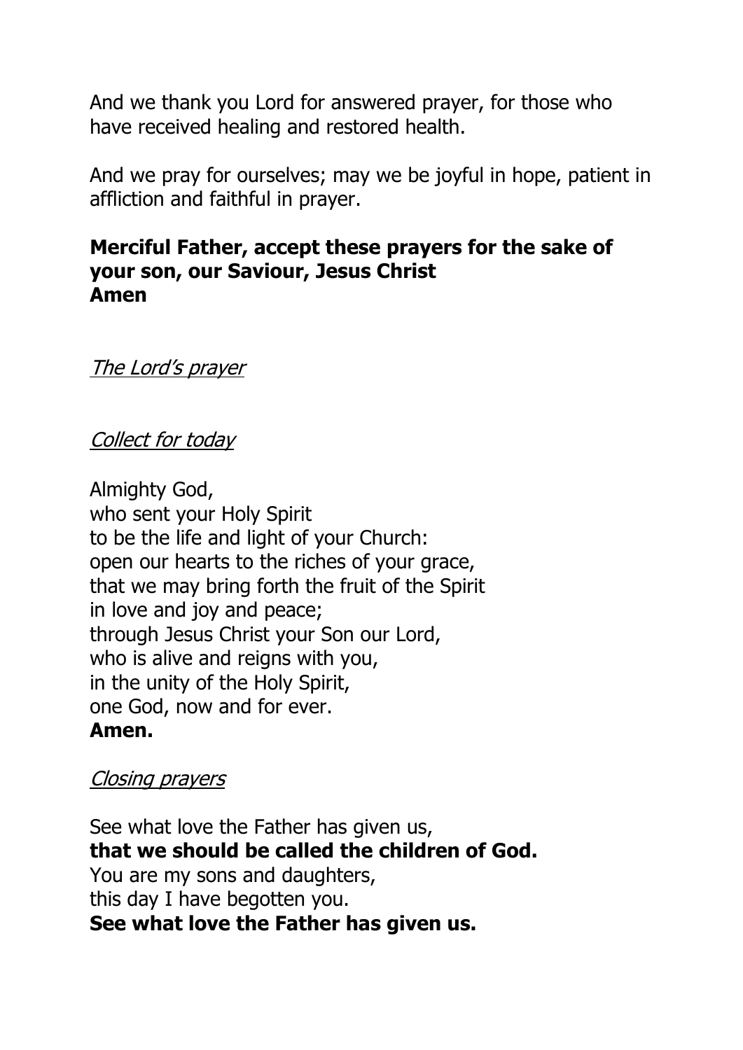And we thank you Lord for answered prayer, for those who have received healing and restored health.

And we pray for ourselves; may we be joyful in hope, patient in affliction and faithful in prayer.

**Merciful Father, accept these prayers for the sake of your son, our Saviour, Jesus Christ**
**Amen**

*The Lord's prayer*

*Collect for today*

Almighty God,
who sent your Holy Spirit
to be the life and light of your Church:
open our hearts to the riches of your grace,
that we may bring forth the fruit of the Spirit
in love and joy and peace;
through Jesus Christ your Son our Lord,
who is alive and reigns with you,
in the unity of the Holy Spirit,
one God, now and for ever.
**Amen.**

*Closing prayers*

See what love the Father has given us,
**that we should be called the children of God.**
You are my sons and daughters,
this day I have begotten you.
**See what love the Father has given us.**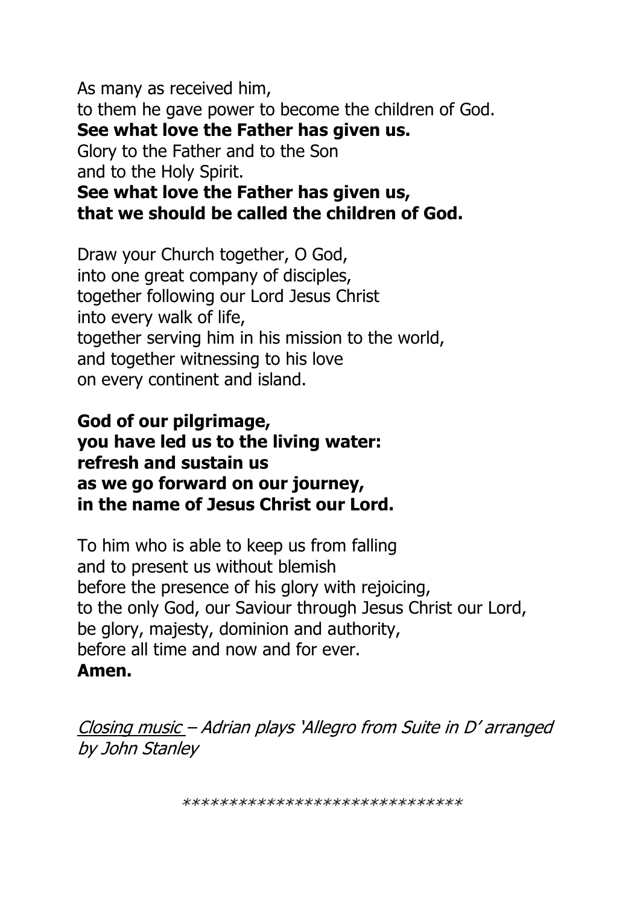As many as received him,  
to them he gave power to become the children of God.  
**See what love the Father has given us.**  
Glory to the Father and to the Son  
and to the Holy Spirit.  
**See what love the Father has given us,**  
**that we should be called the children of God.**

Draw your Church together, O God,  
into one great company of disciples,  
together following our Lord Jesus Christ  
into every walk of life,  
together serving him in his mission to the world,  
and together witnessing to his love  
on every continent and island.

**God of our pilgrimage,**  
**you have led us to the living water:**  
**refresh and sustain us**  
**as we go forward on our journey,**  
**in the name of Jesus Christ our Lord.**

To him who is able to keep us from falling  
and to present us without blemish  
before the presence of his glory with rejoicing,  
to the only God, our Saviour through Jesus Christ our Lord,  
be glory, majesty, dominion and authority,  
before all time and now and for ever.  
**Amen.**

*Closing music – Adrian plays 'Allegro from Suite in D' arranged by John Stanley*

*****************************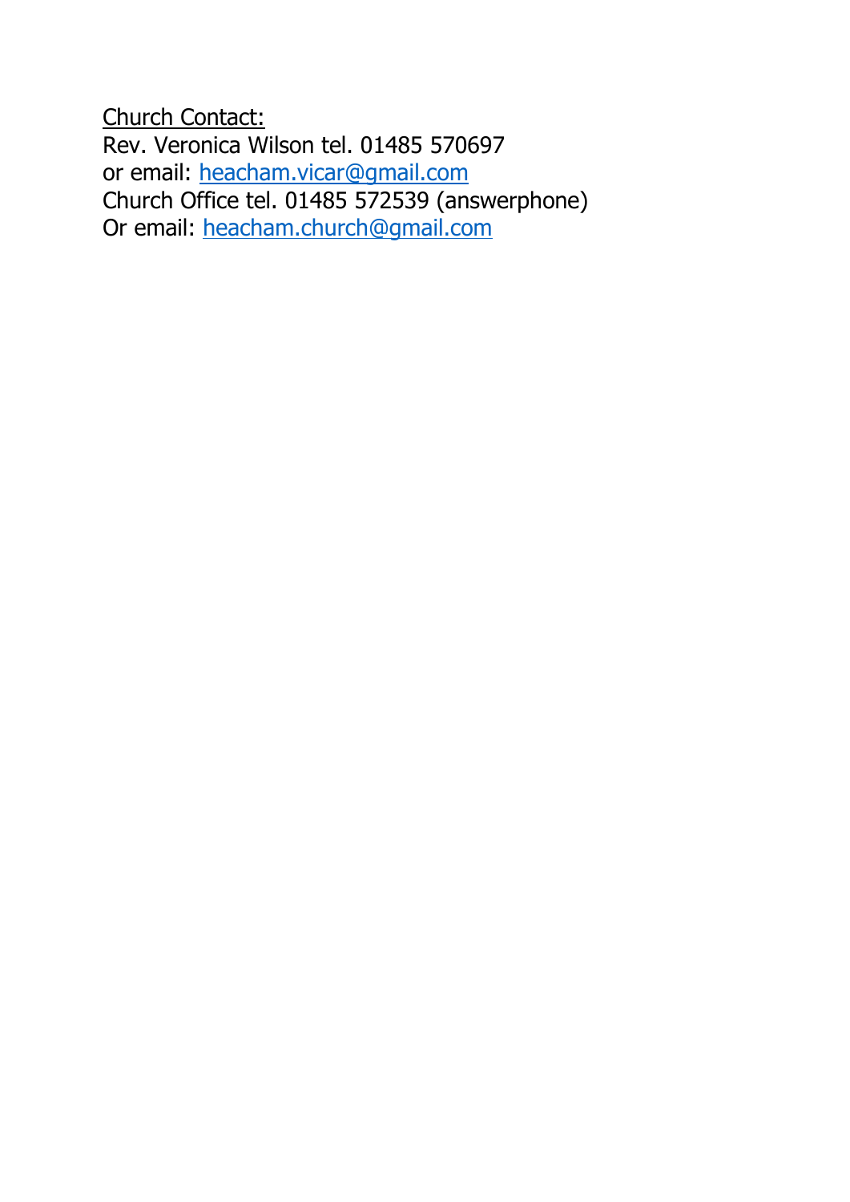Church Contact:
Rev. Veronica Wilson tel. 01485 570697
or email: heacham.vicar@gmail.com
Church Office tel. 01485 572539 (answerphone)
Or email: heacham.church@gmail.com